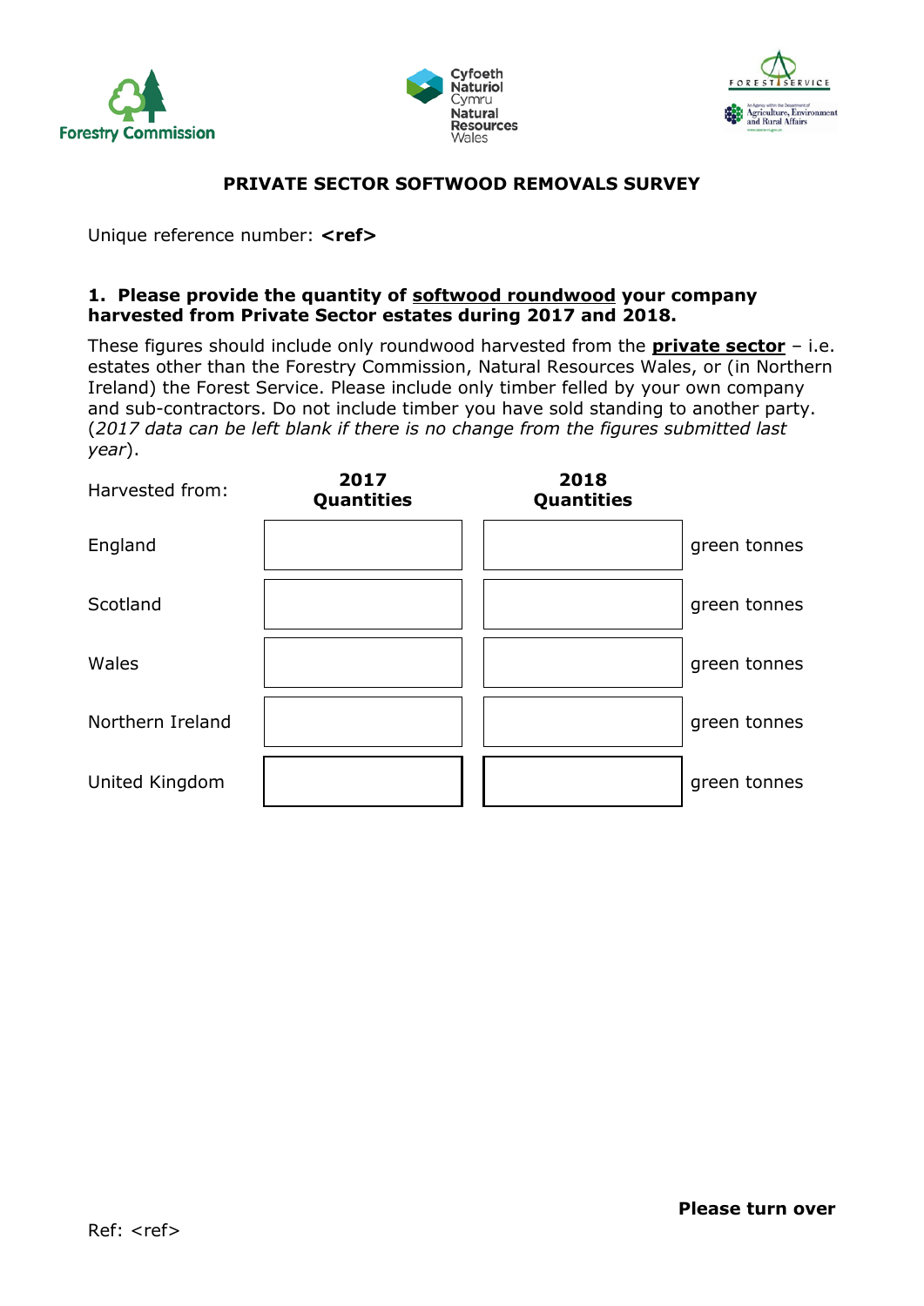Forestry Commission

Cyfoeth Naturiol Cymru
Natural Resources Wales

FOREST SERVICE
An Agency within the Department of Agriculture, Environment and Rural Affairs

## PRIVATE SECTOR SOFTWOOD REMOVALS SURVEY

Unique reference number: **<ref>**

### 1. Please provide the quantity of softwood roundwood your company harvested from Private Sector estates during 2017 and 2018.

These figures should include only roundwood harvested from the **private sector** – i.e. estates other than the Forestry Commission, Natural Resources Wales, or (in Northern Ireland) the Forest Service. Please include only timber felled by your own company and sub-contractors. Do not include timber you have sold standing to another party. (*2017 data can be left blank if there is no change from the figures submitted last year*).

| Harvested from: | 2017 Quantities | 2018 Quantities | |
|---|---|---|---|
| England | | | green tonnes |
| Scotland | | | green tonnes |
| Wales | | | green tonnes |
| Northern Ireland | | | green tonnes |
| United Kingdom | | | green tonnes |

**Please turn over**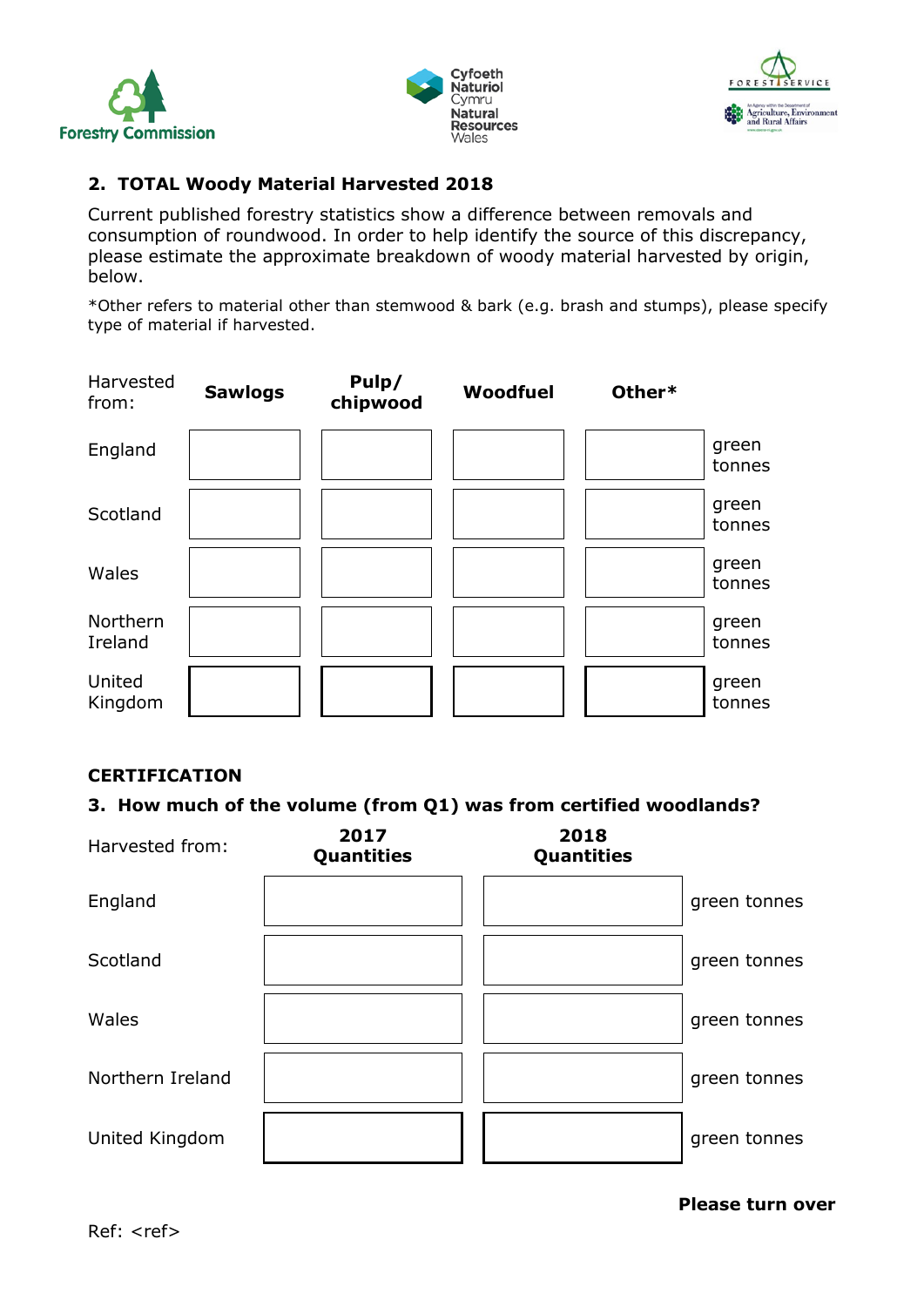## 2. TOTAL Woody Material Harvested 2018

Current published forestry statistics show a difference between removals and consumption of roundwood. In order to help identify the source of this discrepancy, please estimate the approximate breakdown of woody material harvested by origin, below.

*Other refers to material other than stemwood & bark (e.g. brash and stumps), please specify type of material if harvested.

| Harvested from: | **Sawlogs** | **Pulp/ chipwood** | **Woodfuel** | **Other*** | |
|---|---|---|---|---|---|
| England | | | | | green tonnes |
| Scotland | | | | | green tonnes |
| Wales | | | | | green tonnes |
| Northern Ireland | | | | | green tonnes |
| United Kingdom | | | | | green tonnes |

### CERTIFICATION

**3. How much of the volume (from Q1) was from certified woodlands?**

| Harvested from: | **2017 Quantities** | **2018 Quantities** | |
|---|---|---|---|
| England | | | green tonnes |
| Scotland | | | green tonnes |
| Wales | | | green tonnes |
| Northern Ireland | | | green tonnes |
| United Kingdom | | | green tonnes |

**Please turn over**

Ref: <ref>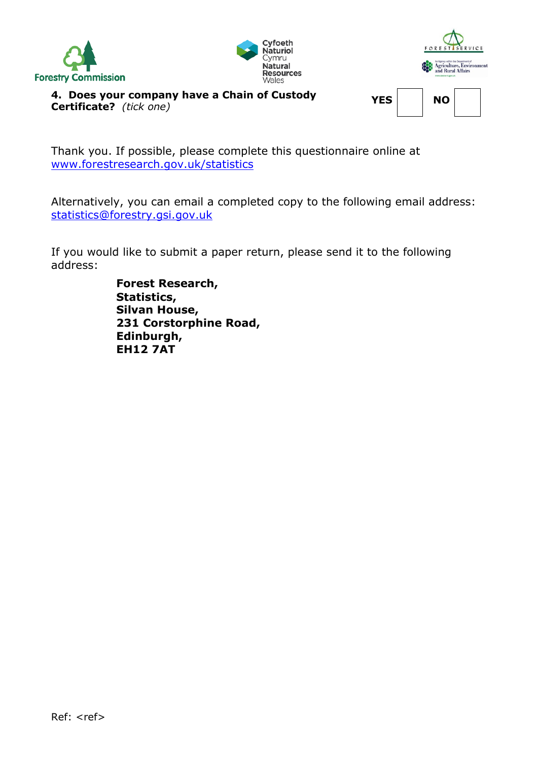**4. Does your company have a Chain of Custody Certificate?** *(tick one)*

**YES** ☐ **NO** ☐

Thank you. If possible, please complete this questionnaire online at [www.forestresearch.gov.uk/statistics](www.forestresearch.gov.uk/statistics)

Alternatively, you can email a completed copy to the following email address: [statistics@forestry.gsi.gov.uk](mailto:statistics@forestry.gsi.gov.uk)

If you would like to submit a paper return, please send it to the following address:

**Forest Research,**
**Statistics,**
**Silvan House,**
**231 Corstorphine Road,**
**Edinburgh,**
**EH12 7AT**

Ref: <ref>